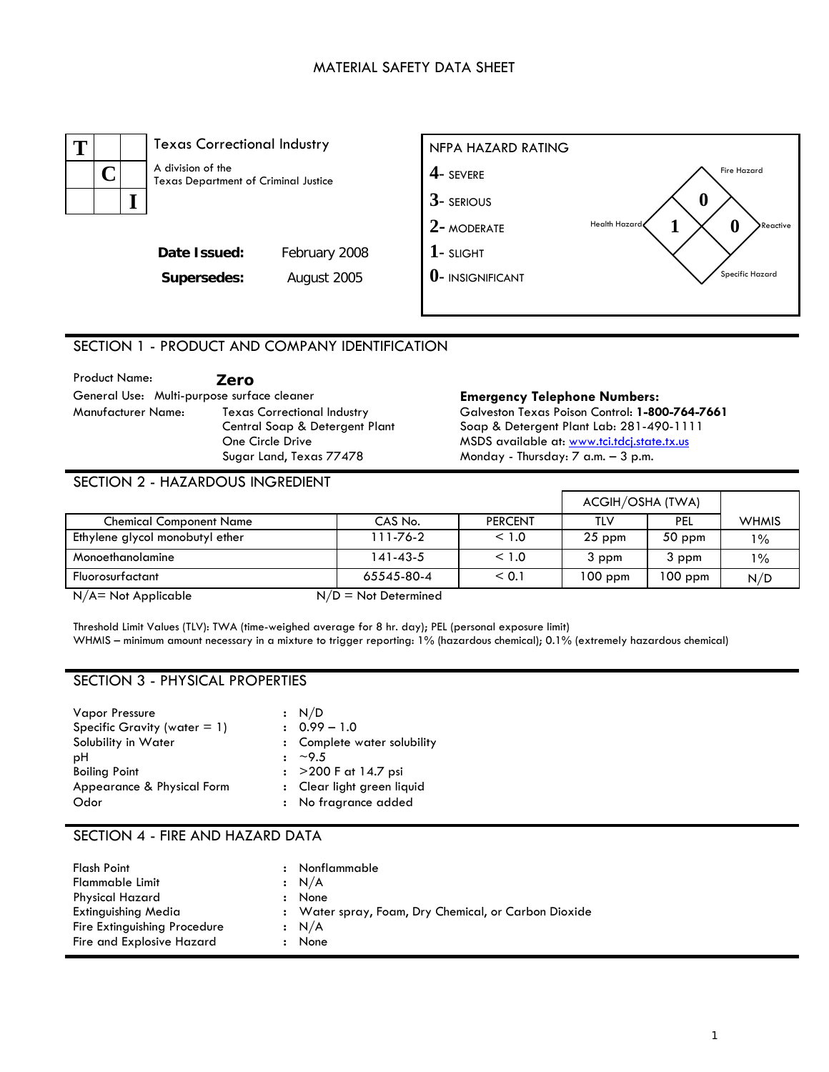# MATERIAL SAFETY DATA SHEET

**T C I**

Texas Correctional Industry

A division of the Texas Department of Criminal Justice

**Date Issued:** February 2008

**Supersedes:** August 2005

**NFPA HAZARD RATING**

- **4**- SEVERE
- **3**- SERIOUS
- **2**- MODERATE
- **1**- SLIGHT
- **0**- INSIGNIFICANT

Fire Hazard: 0
Health Hazard: 1
Reactive: 0
Specific Hazard:

## SECTION 1 - PRODUCT AND COMPANY IDENTIFICATION

Product Name: **Zero**

General Use: Multi-purpose surface cleaner

Manufacturer Name: Texas Correctional Industry
Central Soap & Detergent Plant
One Circle Drive
Sugar Land, Texas 77478

**Emergency Telephone Numbers:**

Galveston Texas Poison Control: **1-800-764-7661**
Soap & Detergent Plant Lab: 281-490-1111
MSDS available at: www.tci.tdcj.state.tx.us
Monday - Thursday: 7 a.m. – 3 p.m.

## SECTION 2 - HAZARDOUS INGREDIENT

| Chemical Component Name | CAS No. | PERCENT | ACGIH/OSHA (TWA) TLV | ACGIH/OSHA (TWA) PEL | WHMIS |
|---|---|---|---|---|---|
| Ethylene glycol monobutyl ether | 111-76-2 | < 1.0 | 25 ppm | 50 ppm | 1% |
| Monoethanolamine | 141-43-5 | < 1.0 | 3 ppm | 3 ppm | 1% |
| Fluorosurfactant | 65545-80-4 | < 0.1 | 100 ppm | 100 ppm | N/D |

N/A= Not Applicable N/D = Not Determined

Threshold Limit Values (TLV): TWA (time-weighed average for 8 hr. day); PEL (personal exposure limit)
WHMIS – minimum amount necessary in a mixture to trigger reporting: 1% (hazardous chemical); 0.1% (extremely hazardous chemical)

## SECTION 3 - PHYSICAL PROPERTIES

| | |
|---|---|
| Vapor Pressure | : N/D |
| Specific Gravity (water = 1) | : 0.99 – 1.0 |
| Solubility in Water | : Complete water solubility |
| pH | : ~9.5 |
| Boiling Point | : >200 F at 14.7 psi |
| Appearance & Physical Form | : Clear light green liquid |
| Odor | : No fragrance added |

## SECTION 4 - FIRE AND HAZARD DATA

| | |
|---|---|
| Flash Point | : Nonflammable |
| Flammable Limit | : N/A |
| Physical Hazard | : None |
| Extinguishing Media | : Water spray, Foam, Dry Chemical, or Carbon Dioxide |
| Fire Extinguishing Procedure | : N/A |
| Fire and Explosive Hazard | : None |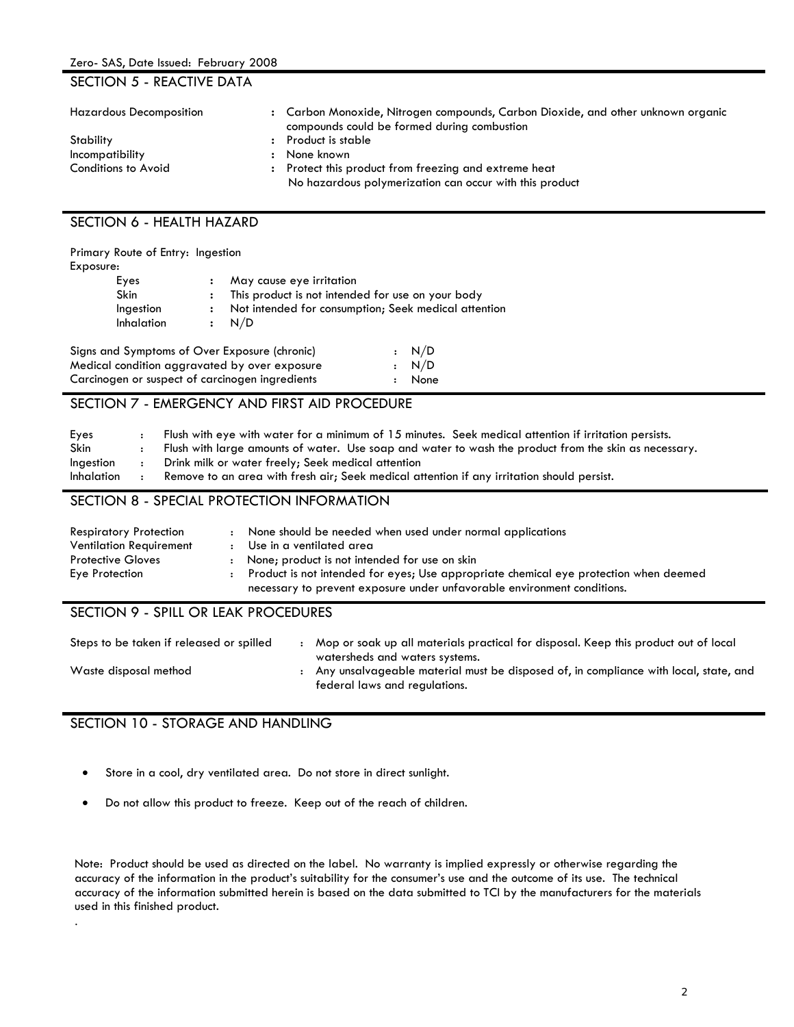Zero- SAS, Date Issued: February 2008

## SECTION 5 - REACTIVE DATA

| | | |
|---|---|---|
| Hazardous Decomposition | : | Carbon Monoxide, Nitrogen compounds, Carbon Dioxide, and other unknown organic compounds could be formed during combustion |
| Stability | : | Product is stable |
| Incompatibility | : | None known |
| Conditions to Avoid | : | Protect this product from freezing and extreme heat<br>No hazardous polymerization can occur with this product |

## SECTION 6 - HEALTH HAZARD

Primary Route of Entry: Ingestion

Exposure:

| | | |
|---|---|---|
| Eyes | : | May cause eye irritation |
| Skin | : | This product is not intended for use on your body |
| Ingestion | : | Not intended for consumption; Seek medical attention |
| Inhalation | : | N/D |

| | | |
|---|---|---|
| Signs and Symptoms of Over Exposure (chronic) | : | N/D |
| Medical condition aggravated by over exposure | : | N/D |
| Carcinogen or suspect of carcinogen ingredients | : | None |

## SECTION 7 - EMERGENCY AND FIRST AID PROCEDURE

| | | |
|---|---|---|
| Eyes | : | Flush with eye with water for a minimum of 15 minutes. Seek medical attention if irritation persists. |
| Skin | : | Flush with large amounts of water. Use soap and water to wash the product from the skin as necessary. |
| Ingestion | : | Drink milk or water freely; Seek medical attention |
| Inhalation | : | Remove to an area with fresh air; Seek medical attention if any irritation should persist. |

## SECTION 8 - SPECIAL PROTECTION INFORMATION

| | | |
|---|---|---|
| Respiratory Protection | : | None should be needed when used under normal applications |
| Ventilation Requirement | : | Use in a ventilated area |
| Protective Gloves | : | None; product is not intended for use on skin |
| Eye Protection | : | Product is not intended for eyes; Use appropriate chemical eye protection when deemed necessary to prevent exposure under unfavorable environment conditions. |

## SECTION 9 - SPILL OR LEAK PROCEDURES

| | | |
|---|---|---|
| Steps to be taken if released or spilled | : | Mop or soak up all materials practical for disposal. Keep this product out of local watersheds and waters systems. |
| Waste disposal method | : | Any unsalvageable material must be disposed of, in compliance with local, state, and federal laws and regulations. |

## SECTION 10 - STORAGE AND HANDLING

- Store in a cool, dry ventilated area. Do not store in direct sunlight.
- Do not allow this product to freeze. Keep out of the reach of children.

Note: Product should be used as directed on the label. No warranty is implied expressly or otherwise regarding the accuracy of the information in the product's suitability for the consumer's use and the outcome of its use. The technical accuracy of the information submitted herein is based on the data submitted to TCI by the manufacturers for the materials used in this finished product.